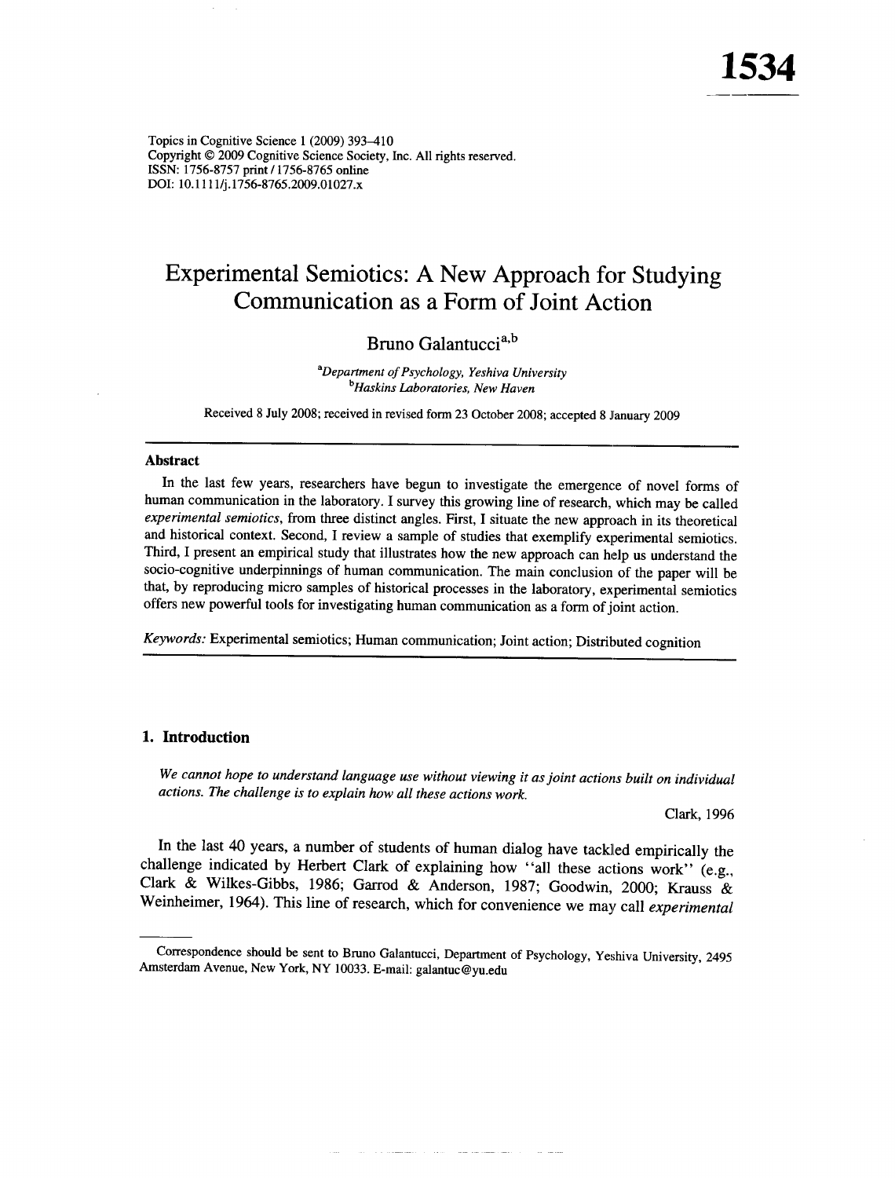Topics in Cognitive Science 1 (2009) 393–410
Copyright © 2009 Cognitive Science Society, Inc. All rights reserved.
ISSN: 1756-8757 print / 1756-8765 online
DOI: 10.1111/j.1756-8765.2009.01027.x

# Experimental Semiotics: A New Approach for Studying Communication as a Form of Joint Action

Bruno Galantucci[a,b]

[a]*Department of Psychology, Yeshiva University*
[b]*Haskins Laboratories, New Haven*

Received 8 July 2008; received in revised form 23 October 2008; accepted 8 January 2009

### Abstract

In the last few years, researchers have begun to investigate the emergence of novel forms of human communication in the laboratory. I survey this growing line of research, which may be called *experimental semiotics*, from three distinct angles. First, I situate the new approach in its theoretical and historical context. Second, I review a sample of studies that exemplify experimental semiotics. Third, I present an empirical study that illustrates how the new approach can help us understand the socio-cognitive underpinnings of human communication. The main conclusion of the paper will be that, by reproducing micro samples of historical processes in the laboratory, experimental semiotics offers new powerful tools for investigating human communication as a form of joint action.

*Keywords:* Experimental semiotics; Human communication; Joint action; Distributed cognition

## 1. Introduction

*We cannot hope to understand language use without viewing it as joint actions built on individual actions. The challenge is to explain how all these actions work.*

Clark, 1996

In the last 40 years, a number of students of human dialog have tackled empirically the challenge indicated by Herbert Clark of explaining how "all these actions work" (e.g., Clark & Wilkes-Gibbs, 1986; Garrod & Anderson, 1987; Goodwin, 2000; Krauss & Weinheimer, 1964). This line of research, which for convenience we may call *experimental*

Correspondence should be sent to Bruno Galantucci, Department of Psychology, Yeshiva University, 2495 Amsterdam Avenue, New York, NY 10033. E-mail: galantuc@yu.edu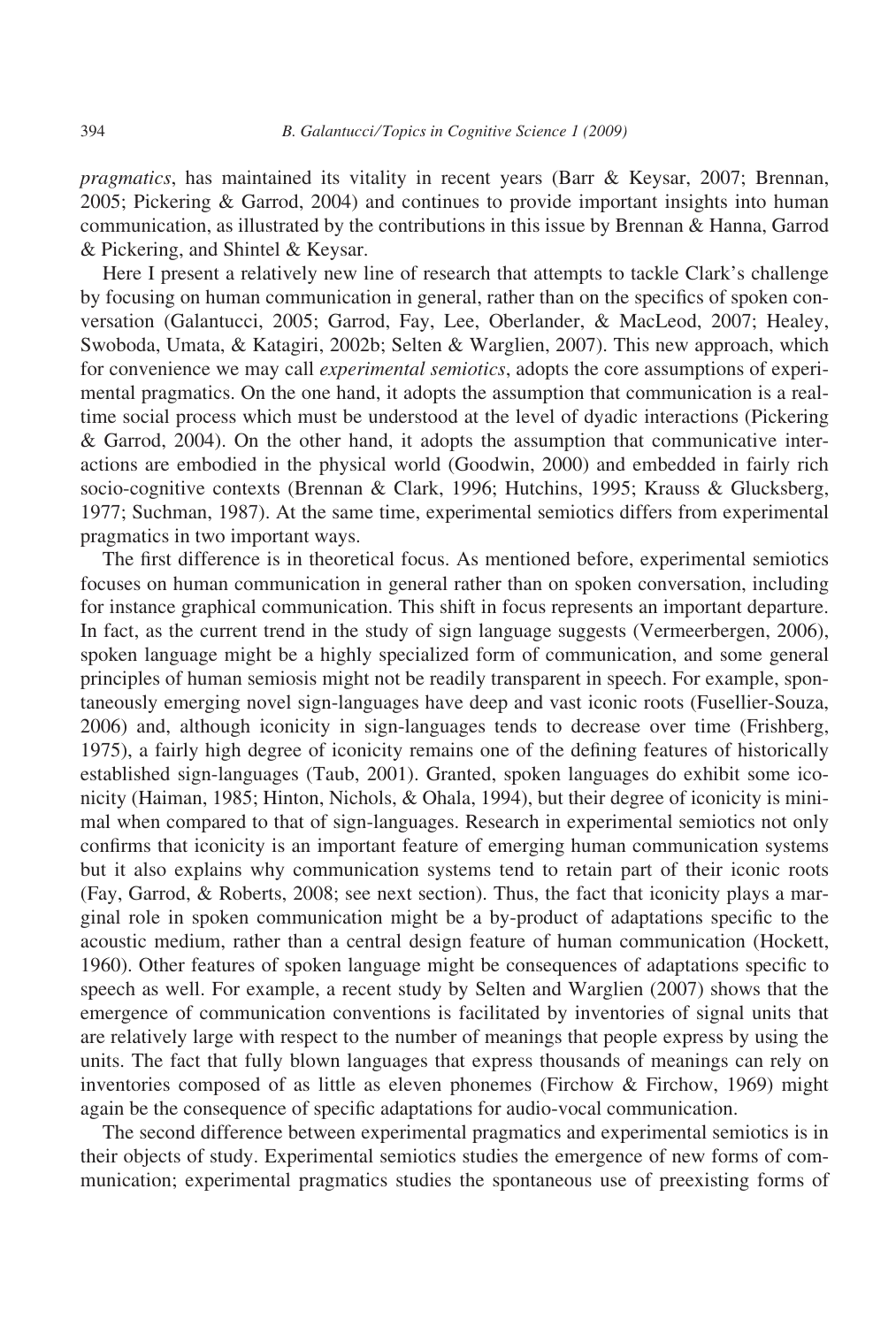*pragmatics*, has maintained its vitality in recent years (Barr & Keysar, 2007; Brennan, 2005; Pickering & Garrod, 2004) and continues to provide important insights into human communication, as illustrated by the contributions in this issue by Brennan & Hanna, Garrod & Pickering, and Shintel & Keysar.

Here I present a relatively new line of research that attempts to tackle Clark's challenge by focusing on human communication in general, rather than on the specifics of spoken conversation (Galantucci, 2005; Garrod, Fay, Lee, Oberlander, & MacLeod, 2007; Healey, Swoboda, Umata, & Katagiri, 2002b; Selten & Warglien, 2007). This new approach, which for convenience we may call *experimental semiotics*, adopts the core assumptions of experimental pragmatics. On the one hand, it adopts the assumption that communication is a real-time social process which must be understood at the level of dyadic interactions (Pickering & Garrod, 2004). On the other hand, it adopts the assumption that communicative interactions are embodied in the physical world (Goodwin, 2000) and embedded in fairly rich socio-cognitive contexts (Brennan & Clark, 1996; Hutchins, 1995; Krauss & Glucksberg, 1977; Suchman, 1987). At the same time, experimental semiotics differs from experimental pragmatics in two important ways.

The first difference is in theoretical focus. As mentioned before, experimental semiotics focuses on human communication in general rather than on spoken conversation, including for instance graphical communication. This shift in focus represents an important departure. In fact, as the current trend in the study of sign language suggests (Vermeerbergen, 2006), spoken language might be a highly specialized form of communication, and some general principles of human semiosis might not be readily transparent in speech. For example, spontaneously emerging novel sign-languages have deep and vast iconic roots (Fusellier-Souza, 2006) and, although iconicity in sign-languages tends to decrease over time (Frishberg, 1975), a fairly high degree of iconicity remains one of the defining features of historically established sign-languages (Taub, 2001). Granted, spoken languages do exhibit some iconicity (Haiman, 1985; Hinton, Nichols, & Ohala, 1994), but their degree of iconicity is minimal when compared to that of sign-languages. Research in experimental semiotics not only confirms that iconicity is an important feature of emerging human communication systems but it also explains why communication systems tend to retain part of their iconic roots (Fay, Garrod, & Roberts, 2008; see next section). Thus, the fact that iconicity plays a marginal role in spoken communication might be a by-product of adaptations specific to the acoustic medium, rather than a central design feature of human communication (Hockett, 1960). Other features of spoken language might be consequences of adaptations specific to speech as well. For example, a recent study by Selten and Warglien (2007) shows that the emergence of communication conventions is facilitated by inventories of signal units that are relatively large with respect to the number of meanings that people express by using the units. The fact that fully blown languages that express thousands of meanings can rely on inventories composed of as little as eleven phonemes (Firchow & Firchow, 1969) might again be the consequence of specific adaptations for audio-vocal communication.

The second difference between experimental pragmatics and experimental semiotics is in their objects of study. Experimental semiotics studies the emergence of new forms of communication; experimental pragmatics studies the spontaneous use of preexisting forms of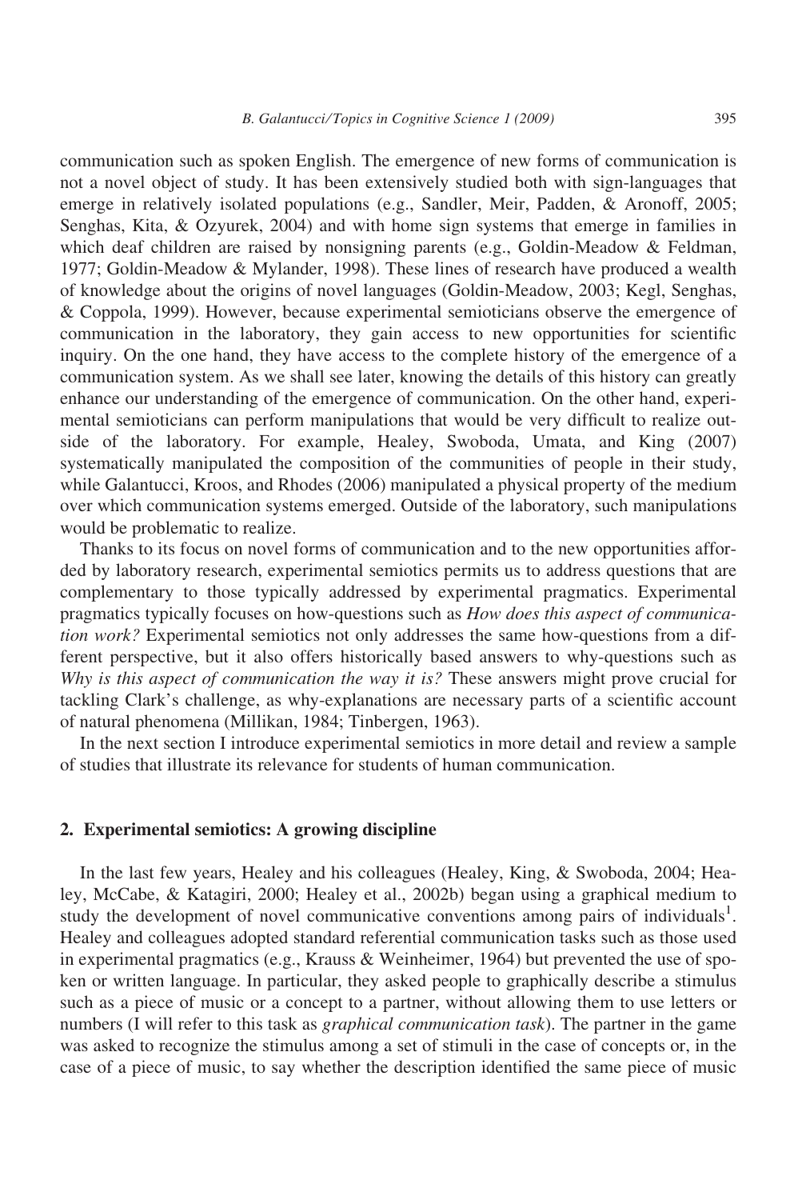communication such as spoken English. The emergence of new forms of communication is not a novel object of study. It has been extensively studied both with sign-languages that emerge in relatively isolated populations (e.g., Sandler, Meir, Padden, & Aronoff, 2005; Senghas, Kita, & Ozyurek, 2004) and with home sign systems that emerge in families in which deaf children are raised by nonsigning parents (e.g., Goldin-Meadow & Feldman, 1977; Goldin-Meadow & Mylander, 1998). These lines of research have produced a wealth of knowledge about the origins of novel languages (Goldin-Meadow, 2003; Kegl, Senghas, & Coppola, 1999). However, because experimental semioticians observe the emergence of communication in the laboratory, they gain access to new opportunities for scientific inquiry. On the one hand, they have access to the complete history of the emergence of a communication system. As we shall see later, knowing the details of this history can greatly enhance our understanding of the emergence of communication. On the other hand, experimental semioticians can perform manipulations that would be very difficult to realize outside of the laboratory. For example, Healey, Swoboda, Umata, and King (2007) systematically manipulated the composition of the communities of people in their study, while Galantucci, Kroos, and Rhodes (2006) manipulated a physical property of the medium over which communication systems emerged. Outside of the laboratory, such manipulations would be problematic to realize.

Thanks to its focus on novel forms of communication and to the new opportunities afforded by laboratory research, experimental semiotics permits us to address questions that are complementary to those typically addressed by experimental pragmatics. Experimental pragmatics typically focuses on how-questions such as *How does this aspect of communication work?* Experimental semiotics not only addresses the same how-questions from a different perspective, but it also offers historically based answers to why-questions such as *Why is this aspect of communication the way it is?* These answers might prove crucial for tackling Clark's challenge, as why-explanations are necessary parts of a scientific account of natural phenomena (Millikan, 1984; Tinbergen, 1963).

In the next section I introduce experimental semiotics in more detail and review a sample of studies that illustrate its relevance for students of human communication.

## 2. Experimental semiotics: A growing discipline

In the last few years, Healey and his colleagues (Healey, King, & Swoboda, 2004; Healey, McCabe, & Katagiri, 2000; Healey et al., 2002b) began using a graphical medium to study the development of novel communicative conventions among pairs of individuals[1]. Healey and colleagues adopted standard referential communication tasks such as those used in experimental pragmatics (e.g., Krauss & Weinheimer, 1964) but prevented the use of spoken or written language. In particular, they asked people to graphically describe a stimulus such as a piece of music or a concept to a partner, without allowing them to use letters or numbers (I will refer to this task as *graphical communication task*). The partner in the game was asked to recognize the stimulus among a set of stimuli in the case of concepts or, in the case of a piece of music, to say whether the description identified the same piece of music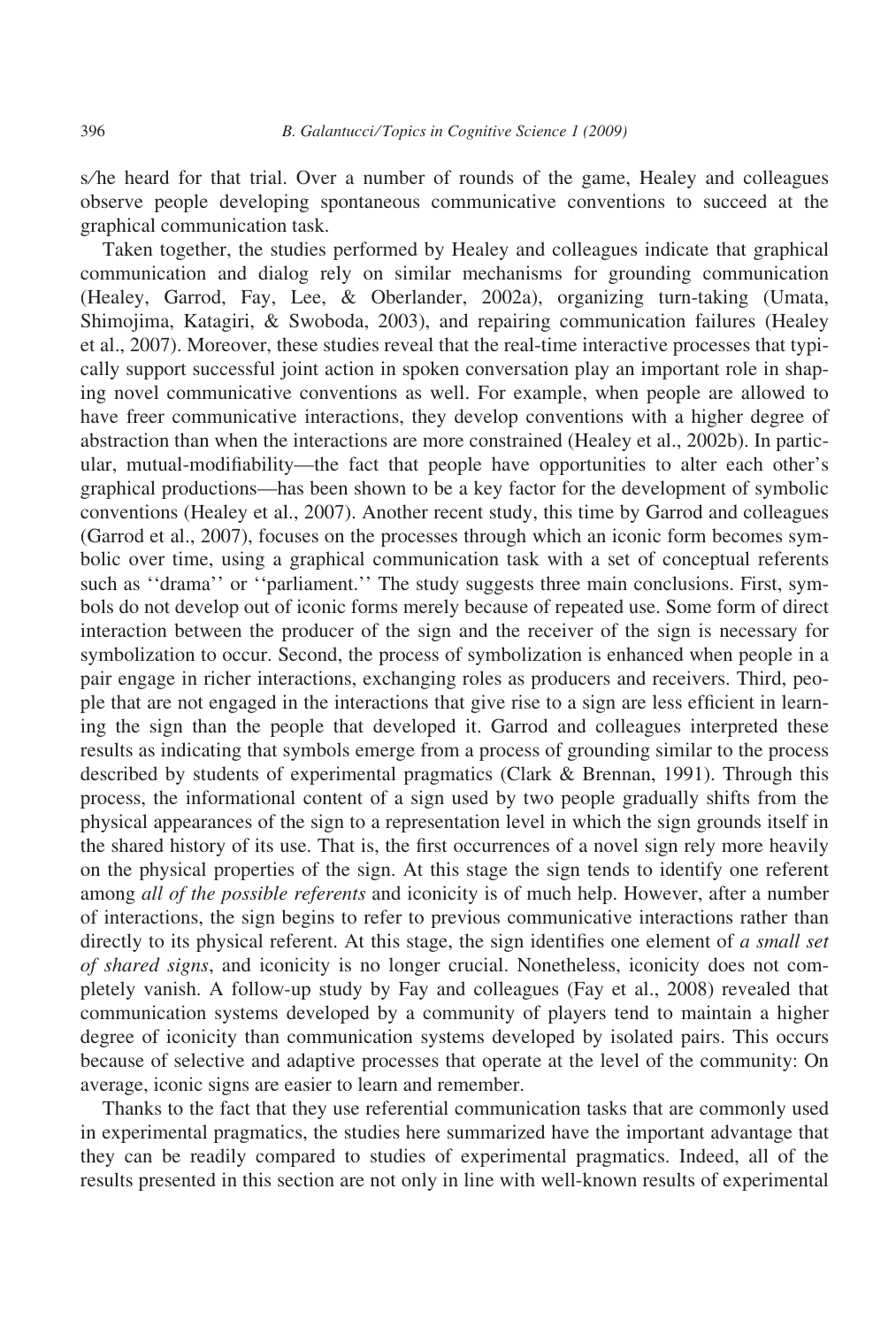s⁄he heard for that trial. Over a number of rounds of the game, Healey and colleagues observe people developing spontaneous communicative conventions to succeed at the graphical communication task.

Taken together, the studies performed by Healey and colleagues indicate that graphical communication and dialog rely on similar mechanisms for grounding communication (Healey, Garrod, Fay, Lee, & Oberlander, 2002a), organizing turn-taking (Umata, Shimojima, Katagiri, & Swoboda, 2003), and repairing communication failures (Healey et al., 2007). Moreover, these studies reveal that the real-time interactive processes that typically support successful joint action in spoken conversation play an important role in shaping novel communicative conventions as well. For example, when people are allowed to have freer communicative interactions, they develop conventions with a higher degree of abstraction than when the interactions are more constrained (Healey et al., 2002b). In particular, mutual-modifiability—the fact that people have opportunities to alter each other's graphical productions—has been shown to be a key factor for the development of symbolic conventions (Healey et al., 2007). Another recent study, this time by Garrod and colleagues (Garrod et al., 2007), focuses on the processes through which an iconic form becomes symbolic over time, using a graphical communication task with a set of conceptual referents such as ''drama'' or ''parliament.'' The study suggests three main conclusions. First, symbols do not develop out of iconic forms merely because of repeated use. Some form of direct interaction between the producer of the sign and the receiver of the sign is necessary for symbolization to occur. Second, the process of symbolization is enhanced when people in a pair engage in richer interactions, exchanging roles as producers and receivers. Third, people that are not engaged in the interactions that give rise to a sign are less efficient in learning the sign than the people that developed it. Garrod and colleagues interpreted these results as indicating that symbols emerge from a process of grounding similar to the process described by students of experimental pragmatics (Clark & Brennan, 1991). Through this process, the informational content of a sign used by two people gradually shifts from the physical appearances of the sign to a representation level in which the sign grounds itself in the shared history of its use. That is, the first occurrences of a novel sign rely more heavily on the physical properties of the sign. At this stage the sign tends to identify one referent among *all of the possible referents* and iconicity is of much help. However, after a number of interactions, the sign begins to refer to previous communicative interactions rather than directly to its physical referent. At this stage, the sign identifies one element of *a small set of shared signs*, and iconicity is no longer crucial. Nonetheless, iconicity does not completely vanish. A follow-up study by Fay and colleagues (Fay et al., 2008) revealed that communication systems developed by a community of players tend to maintain a higher degree of iconicity than communication systems developed by isolated pairs. This occurs because of selective and adaptive processes that operate at the level of the community: On average, iconic signs are easier to learn and remember.

Thanks to the fact that they use referential communication tasks that are commonly used in experimental pragmatics, the studies here summarized have the important advantage that they can be readily compared to studies of experimental pragmatics. Indeed, all of the results presented in this section are not only in line with well-known results of experimental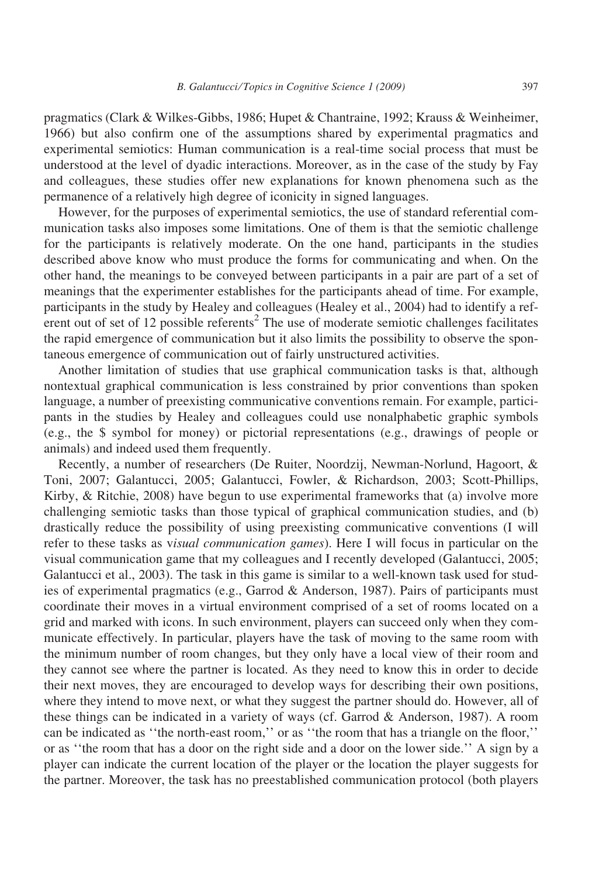pragmatics (Clark & Wilkes-Gibbs, 1986; Hupet & Chantraine, 1992; Krauss & Weinheimer, 1966) but also confirm one of the assumptions shared by experimental pragmatics and experimental semiotics: Human communication is a real-time social process that must be understood at the level of dyadic interactions. Moreover, as in the case of the study by Fay and colleagues, these studies offer new explanations for known phenomena such as the permanence of a relatively high degree of iconicity in signed languages.

However, for the purposes of experimental semiotics, the use of standard referential communication tasks also imposes some limitations. One of them is that the semiotic challenge for the participants is relatively moderate. On the one hand, participants in the studies described above know who must produce the forms for communicating and when. On the other hand, the meanings to be conveyed between participants in a pair are part of a set of meanings that the experimenter establishes for the participants ahead of time. For example, participants in the study by Healey and colleagues (Healey et al., 2004) had to identify a referent out of set of 12 possible referents[2] The use of moderate semiotic challenges facilitates the rapid emergence of communication but it also limits the possibility to observe the spontaneous emergence of communication out of fairly unstructured activities.

Another limitation of studies that use graphical communication tasks is that, although nontextual graphical communication is less constrained by prior conventions than spoken language, a number of preexisting communicative conventions remain. For example, participants in the studies by Healey and colleagues could use nonalphabetic graphic symbols (e.g., the $ symbol for money) or pictorial representations (e.g., drawings of people or animals) and indeed used them frequently.

Recently, a number of researchers (De Ruiter, Noordzij, Newman-Norlund, Hagoort, & Toni, 2007; Galantucci, 2005; Galantucci, Fowler, & Richardson, 2003; Scott-Phillips, Kirby, & Ritchie, 2008) have begun to use experimental frameworks that (a) involve more challenging semiotic tasks than those typical of graphical communication studies, and (b) drastically reduce the possibility of using preexisting communicative conventions (I will refer to these tasks as *visual communication games*). Here I will focus in particular on the visual communication game that my colleagues and I recently developed (Galantucci, 2005; Galantucci et al., 2003). The task in this game is similar to a well-known task used for studies of experimental pragmatics (e.g., Garrod & Anderson, 1987). Pairs of participants must coordinate their moves in a virtual environment comprised of a set of rooms located on a grid and marked with icons. In such environment, players can succeed only when they communicate effectively. In particular, players have the task of moving to the same room with the minimum number of room changes, but they only have a local view of their room and they cannot see where the partner is located. As they need to know this in order to decide their next moves, they are encouraged to develop ways for describing their own positions, where they intend to move next, or what they suggest the partner should do. However, all of these things can be indicated in a variety of ways (cf. Garrod & Anderson, 1987). A room can be indicated as ''the north-east room,'' or as ''the room that has a triangle on the floor,'' or as ''the room that has a door on the right side and a door on the lower side.'' A sign by a player can indicate the current location of the player or the location the player suggests for the partner. Moreover, the task has no preestablished communication protocol (both players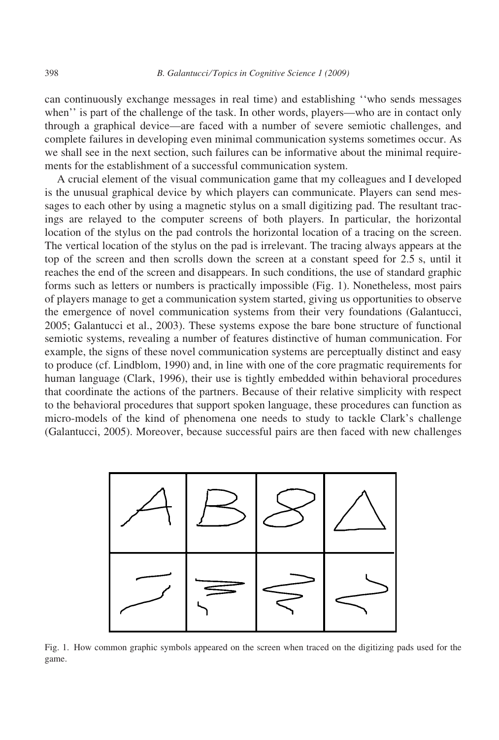can continuously exchange messages in real time) and establishing ''who sends messages when'' is part of the challenge of the task. In other words, players—who are in contact only through a graphical device—are faced with a number of severe semiotic challenges, and complete failures in developing even minimal communication systems sometimes occur. As we shall see in the next section, such failures can be informative about the minimal requirements for the establishment of a successful communication system.

A crucial element of the visual communication game that my colleagues and I developed is the unusual graphical device by which players can communicate. Players can send messages to each other by using a magnetic stylus on a small digitizing pad. The resultant tracings are relayed to the computer screens of both players. In particular, the horizontal location of the stylus on the pad controls the horizontal location of a tracing on the screen. The vertical location of the stylus on the pad is irrelevant. The tracing always appears at the top of the screen and then scrolls down the screen at a constant speed for 2.5 s, until it reaches the end of the screen and disappears. In such conditions, the use of standard graphic forms such as letters or numbers is practically impossible (Fig. 1). Nonetheless, most pairs of players manage to get a communication system started, giving us opportunities to observe the emergence of novel communication systems from their very foundations (Galantucci, 2005; Galantucci et al., 2003). These systems expose the bare bone structure of functional semiotic systems, revealing a number of features distinctive of human communication. For example, the signs of these novel communication systems are perceptually distinct and easy to produce (cf. Lindblom, 1990) and, in line with one of the core pragmatic requirements for human language (Clark, 1996), their use is tightly embedded within behavioral procedures that coordinate the actions of the partners. Because of their relative simplicity with respect to the behavioral procedures that support spoken language, these procedures can function as micro-models of the kind of phenomena one needs to study to tackle Clark's challenge (Galantucci, 2005). Moreover, because successful pairs are then faced with new challenges

Fig. 1. How common graphic symbols appeared on the screen when traced on the digitizing pads used for the game.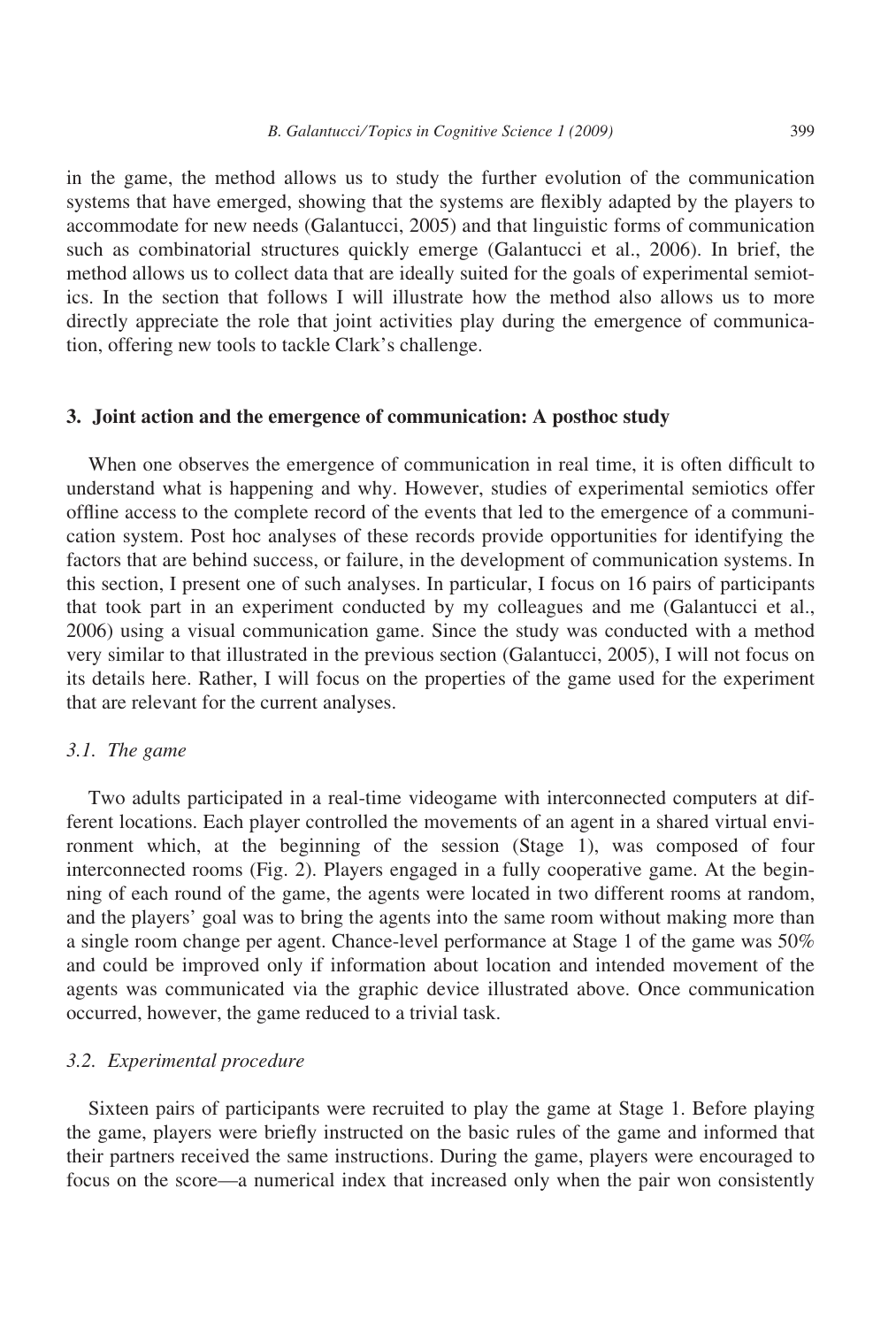in the game, the method allows us to study the further evolution of the communication systems that have emerged, showing that the systems are flexibly adapted by the players to accommodate for new needs (Galantucci, 2005) and that linguistic forms of communication such as combinatorial structures quickly emerge (Galantucci et al., 2006). In brief, the method allows us to collect data that are ideally suited for the goals of experimental semiotics. In the section that follows I will illustrate how the method also allows us to more directly appreciate the role that joint activities play during the emergence of communication, offering new tools to tackle Clark's challenge.

## 3. Joint action and the emergence of communication: A posthoc study

When one observes the emergence of communication in real time, it is often difficult to understand what is happening and why. However, studies of experimental semiotics offer offline access to the complete record of the events that led to the emergence of a communication system. Post hoc analyses of these records provide opportunities for identifying the factors that are behind success, or failure, in the development of communication systems. In this section, I present one of such analyses. In particular, I focus on 16 pairs of participants that took part in an experiment conducted by my colleagues and me (Galantucci et al., 2006) using a visual communication game. Since the study was conducted with a method very similar to that illustrated in the previous section (Galantucci, 2005), I will not focus on its details here. Rather, I will focus on the properties of the game used for the experiment that are relevant for the current analyses.

### *3.1. The game*

Two adults participated in a real-time videogame with interconnected computers at different locations. Each player controlled the movements of an agent in a shared virtual environment which, at the beginning of the session (Stage 1), was composed of four interconnected rooms (Fig. 2). Players engaged in a fully cooperative game. At the beginning of each round of the game, the agents were located in two different rooms at random, and the players' goal was to bring the agents into the same room without making more than a single room change per agent. Chance-level performance at Stage 1 of the game was 50% and could be improved only if information about location and intended movement of the agents was communicated via the graphic device illustrated above. Once communication occurred, however, the game reduced to a trivial task.

### *3.2. Experimental procedure*

Sixteen pairs of participants were recruited to play the game at Stage 1. Before playing the game, players were briefly instructed on the basic rules of the game and informed that their partners received the same instructions. During the game, players were encouraged to focus on the score—a numerical index that increased only when the pair won consistently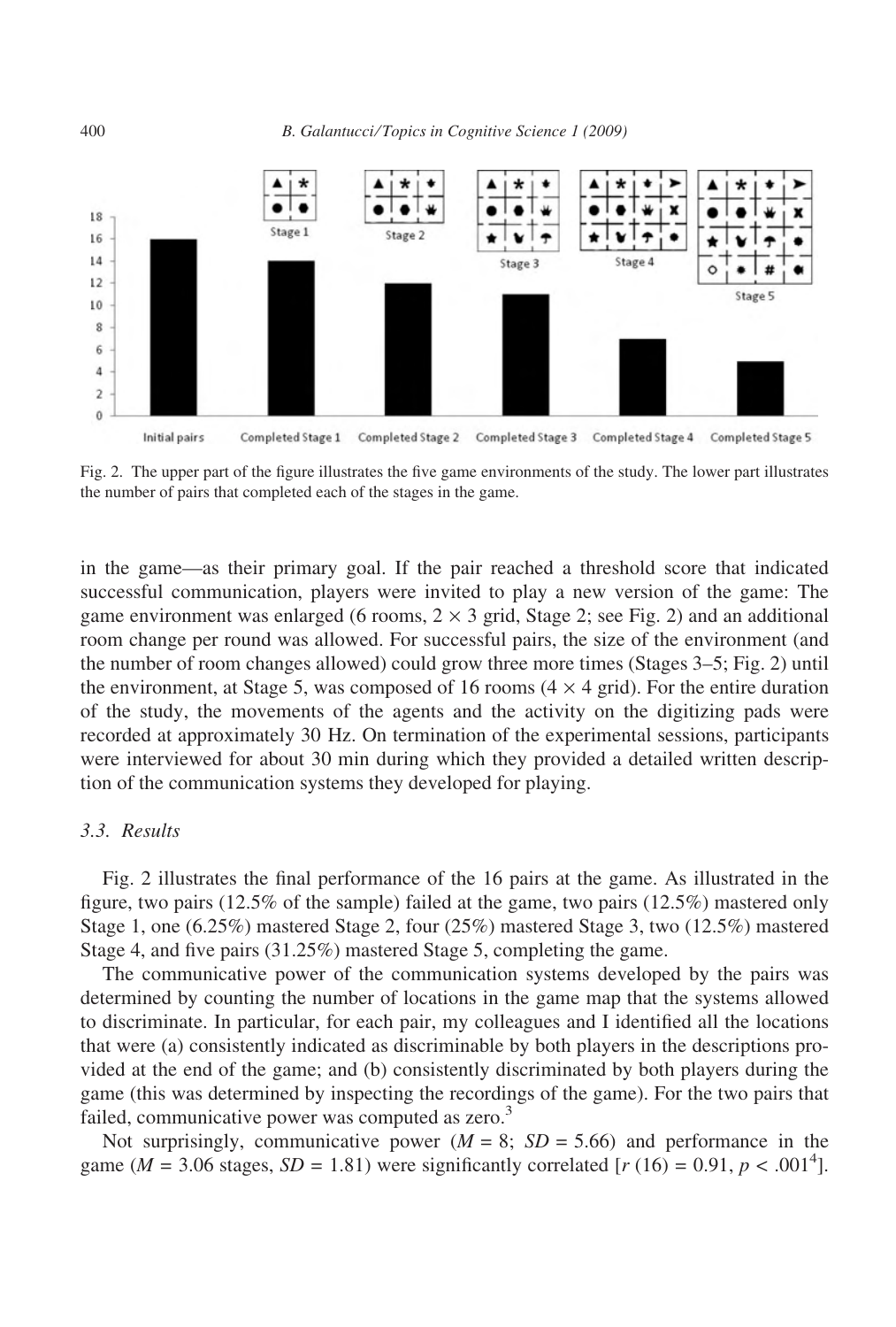Fig. 2. The upper part of the figure illustrates the five game environments of the study. The lower part illustrates the number of pairs that completed each of the stages in the game.

in the game—as their primary goal. If the pair reached a threshold score that indicated successful communication, players were invited to play a new version of the game: The game environment was enlarged (6 rooms, $2 \times 3$ grid, Stage 2; see Fig. 2) and an additional room change per round was allowed. For successful pairs, the size of the environment (and the number of room changes allowed) could grow three more times (Stages 3–5; Fig. 2) until the environment, at Stage 5, was composed of 16 rooms ($4 \times 4$ grid). For the entire duration of the study, the movements of the agents and the activity on the digitizing pads were recorded at approximately 30 Hz. On termination of the experimental sessions, participants were interviewed for about 30 min during which they provided a detailed written description of the communication systems they developed for playing.

### 3.3. Results

Fig. 2 illustrates the final performance of the 16 pairs at the game. As illustrated in the figure, two pairs (12.5% of the sample) failed at the game, two pairs (12.5%) mastered only Stage 1, one (6.25%) mastered Stage 2, four (25%) mastered Stage 3, two (12.5%) mastered Stage 4, and five pairs (31.25%) mastered Stage 5, completing the game.

The communicative power of the communication systems developed by the pairs was determined by counting the number of locations in the game map that the systems allowed to discriminate. In particular, for each pair, my colleagues and I identified all the locations that were (a) consistently indicated as discriminable by both players in the descriptions provided at the end of the game; and (b) consistently discriminated by both players during the game (this was determined by inspecting the recordings of the game). For the two pairs that failed, communicative power was computed as zero.[3]

Not surprisingly, communicative power ($M = 8$; $SD = 5.66$) and performance in the game ($M = 3.06$ stages, $SD = 1.81$) were significantly correlated [$r\ (16) = 0.91$, $p < .001$[4]].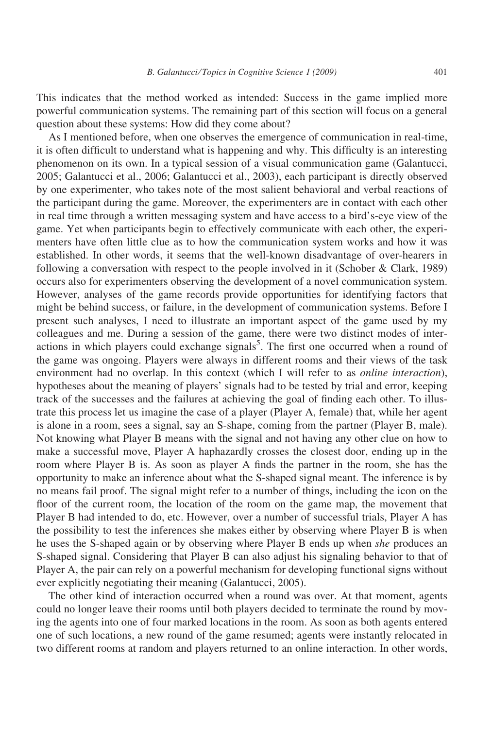This indicates that the method worked as intended: Success in the game implied more powerful communication systems. The remaining part of this section will focus on a general question about these systems: How did they come about?

As I mentioned before, when one observes the emergence of communication in real-time, it is often difficult to understand what is happening and why. This difficulty is an interesting phenomenon on its own. In a typical session of a visual communication game (Galantucci, 2005; Galantucci et al., 2006; Galantucci et al., 2003), each participant is directly observed by one experimenter, who takes note of the most salient behavioral and verbal reactions of the participant during the game. Moreover, the experimenters are in contact with each other in real time through a written messaging system and have access to a bird's-eye view of the game. Yet when participants begin to effectively communicate with each other, the experimenters have often little clue as to how the communication system works and how it was established. In other words, it seems that the well-known disadvantage of over-hearers in following a conversation with respect to the people involved in it (Schober & Clark, 1989) occurs also for experimenters observing the development of a novel communication system. However, analyses of the game records provide opportunities for identifying factors that might be behind success, or failure, in the development of communication systems. Before I present such analyses, I need to illustrate an important aspect of the game used by my colleagues and me. During a session of the game, there were two distinct modes of interactions in which players could exchange signals[5]. The first one occurred when a round of the game was ongoing. Players were always in different rooms and their views of the task environment had no overlap. In this context (which I will refer to as *online interaction*), hypotheses about the meaning of players' signals had to be tested by trial and error, keeping track of the successes and the failures at achieving the goal of finding each other. To illustrate this process let us imagine the case of a player (Player A, female) that, while her agent is alone in a room, sees a signal, say an S-shape, coming from the partner (Player B, male). Not knowing what Player B means with the signal and not having any other clue on how to make a successful move, Player A haphazardly crosses the closest door, ending up in the room where Player B is. As soon as player A finds the partner in the room, she has the opportunity to make an inference about what the S-shaped signal meant. The inference is by no means fail proof. The signal might refer to a number of things, including the icon on the floor of the current room, the location of the room on the game map, the movement that Player B had intended to do, etc. However, over a number of successful trials, Player A has the possibility to test the inferences she makes either by observing where Player B is when he uses the S-shaped again or by observing where Player B ends up when *she* produces an S-shaped signal. Considering that Player B can also adjust his signaling behavior to that of Player A, the pair can rely on a powerful mechanism for developing functional signs without ever explicitly negotiating their meaning (Galantucci, 2005).

The other kind of interaction occurred when a round was over. At that moment, agents could no longer leave their rooms until both players decided to terminate the round by moving the agents into one of four marked locations in the room. As soon as both agents entered one of such locations, a new round of the game resumed; agents were instantly relocated in two different rooms at random and players returned to an online interaction. In other words,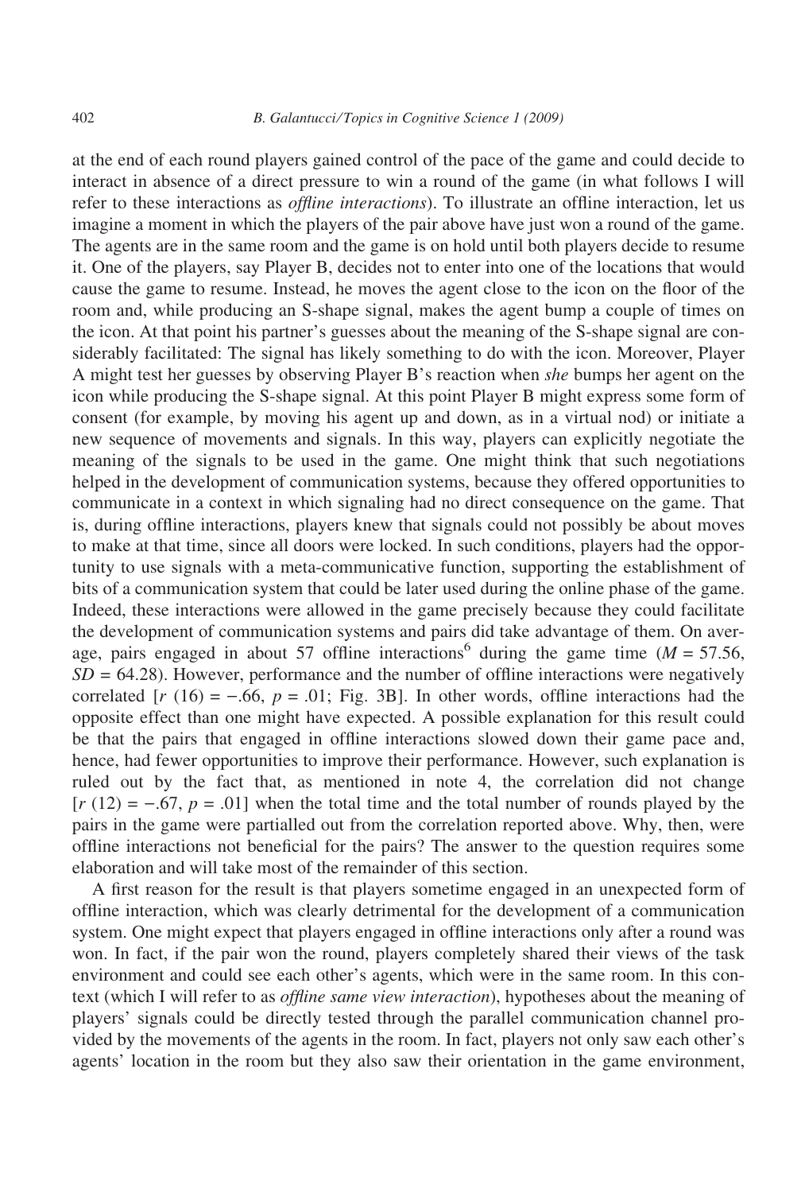at the end of each round players gained control of the pace of the game and could decide to interact in absence of a direct pressure to win a round of the game (in what follows I will refer to these interactions as *offline interactions*). To illustrate an offline interaction, let us imagine a moment in which the players of the pair above have just won a round of the game. The agents are in the same room and the game is on hold until both players decide to resume it. One of the players, say Player B, decides not to enter into one of the locations that would cause the game to resume. Instead, he moves the agent close to the icon on the floor of the room and, while producing an S-shape signal, makes the agent bump a couple of times on the icon. At that point his partner's guesses about the meaning of the S-shape signal are considerably facilitated: The signal has likely something to do with the icon. Moreover, Player A might test her guesses by observing Player B's reaction when *she* bumps her agent on the icon while producing the S-shape signal. At this point Player B might express some form of consent (for example, by moving his agent up and down, as in a virtual nod) or initiate a new sequence of movements and signals. In this way, players can explicitly negotiate the meaning of the signals to be used in the game. One might think that such negotiations helped in the development of communication systems, because they offered opportunities to communicate in a context in which signaling had no direct consequence on the game. That is, during offline interactions, players knew that signals could not possibly be about moves to make at that time, since all doors were locked. In such conditions, players had the opportunity to use signals with a meta-communicative function, supporting the establishment of bits of a communication system that could be later used during the online phase of the game. Indeed, these interactions were allowed in the game precisely because they could facilitate the development of communication systems and pairs did take advantage of them. On average, pairs engaged in about 57 offline interactions[6] during the game time ($M = 57.56$, $SD = 64.28$). However, performance and the number of offline interactions were negatively correlated [$r\ (16) = -.66$, $p = .01$; Fig. 3B]. In other words, offline interactions had the opposite effect than one might have expected. A possible explanation for this result could be that the pairs that engaged in offline interactions slowed down their game pace and, hence, had fewer opportunities to improve their performance. However, such explanation is ruled out by the fact that, as mentioned in note 4, the correlation did not change [$r\ (12) = -.67$, $p = .01$] when the total time and the total number of rounds played by the pairs in the game were partialled out from the correlation reported above. Why, then, were offline interactions not beneficial for the pairs? The answer to the question requires some elaboration and will take most of the remainder of this section.

A first reason for the result is that players sometime engaged in an unexpected form of offline interaction, which was clearly detrimental for the development of a communication system. One might expect that players engaged in offline interactions only after a round was won. In fact, if the pair won the round, players completely shared their views of the task environment and could see each other's agents, which were in the same room. In this context (which I will refer to as *offline same view interaction*), hypotheses about the meaning of players' signals could be directly tested through the parallel communication channel provided by the movements of the agents in the room. In fact, players not only saw each other's agents' location in the room but they also saw their orientation in the game environment,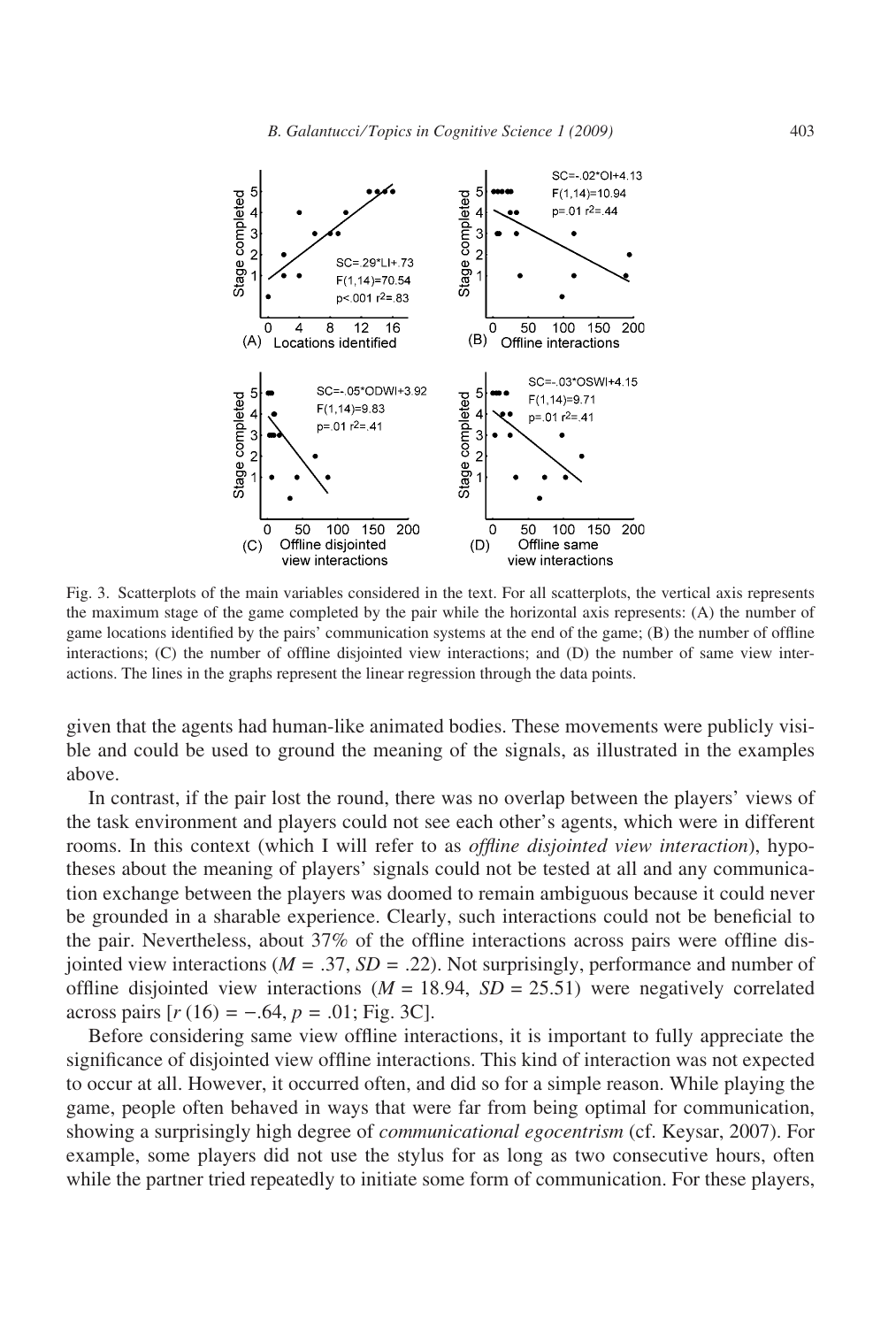Fig. 3. Scatterplots of the main variables considered in the text. For all scatterplots, the vertical axis represents the maximum stage of the game completed by the pair while the horizontal axis represents: (A) the number of game locations identified by the pairs' communication systems at the end of the game; (B) the number of offline interactions; (C) the number of offline disjointed view interactions; and (D) the number of same view interactions. The lines in the graphs represent the linear regression through the data points.

given that the agents had human-like animated bodies. These movements were publicly visible and could be used to ground the meaning of the signals, as illustrated in the examples above.

In contrast, if the pair lost the round, there was no overlap between the players' views of the task environment and players could not see each other's agents, which were in different rooms. In this context (which I will refer to as *offline disjointed view interaction*), hypotheses about the meaning of players' signals could not be tested at all and any communication exchange between the players was doomed to remain ambiguous because it could never be grounded in a sharable experience. Clearly, such interactions could not be beneficial to the pair. Nevertheless, about 37% of the offline interactions across pairs were offline disjointed view interactions ($M$ = .37, $SD$ = .22). Not surprisingly, performance and number of offline disjointed view interactions ($M$ = 18.94, $SD$ = 25.51) were negatively correlated across pairs [$r$ (16) = −.64, $p$ = .01; Fig. 3C].

Before considering same view offline interactions, it is important to fully appreciate the significance of disjointed view offline interactions. This kind of interaction was not expected to occur at all. However, it occurred often, and did so for a simple reason. While playing the game, people often behaved in ways that were far from being optimal for communication, showing a surprisingly high degree of *communicational egocentrism* (cf. Keysar, 2007). For example, some players did not use the stylus for as long as two consecutive hours, often while the partner tried repeatedly to initiate some form of communication. For these players,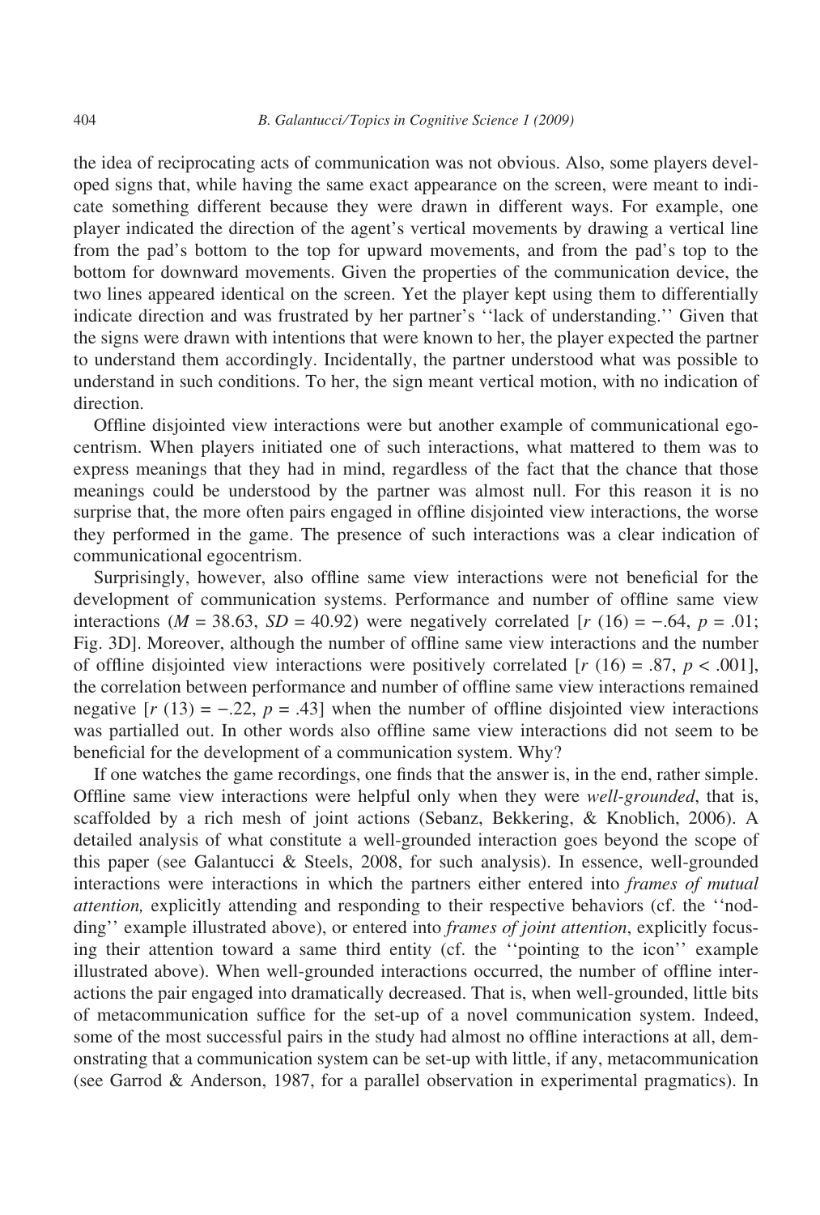the idea of reciprocating acts of communication was not obvious. Also, some players developed signs that, while having the same exact appearance on the screen, were meant to indicate something different because they were drawn in different ways. For example, one player indicated the direction of the agent's vertical movements by drawing a vertical line from the pad's bottom to the top for upward movements, and from the pad's top to the bottom for downward movements. Given the properties of the communication device, the two lines appeared identical on the screen. Yet the player kept using them to differentially indicate direction and was frustrated by her partner's ''lack of understanding.'' Given that the signs were drawn with intentions that were known to her, the player expected the partner to understand them accordingly. Incidentally, the partner understood what was possible to understand in such conditions. To her, the sign meant vertical motion, with no indication of direction.

Offline disjointed view interactions were but another example of communicational egocentrism. When players initiated one of such interactions, what mattered to them was to express meanings that they had in mind, regardless of the fact that the chance that those meanings could be understood by the partner was almost null. For this reason it is no surprise that, the more often pairs engaged in offline disjointed view interactions, the worse they performed in the game. The presence of such interactions was a clear indication of communicational egocentrism.

Surprisingly, however, also offline same view interactions were not beneficial for the development of communication systems. Performance and number of offline same view interactions ($M = 38.63$, $SD = 40.92$) were negatively correlated [$r\ (16) = -.64$, $p = .01$; Fig. 3D]. Moreover, although the number of offline same view interactions and the number of offline disjointed view interactions were positively correlated [$r\ (16) = .87$, $p < .001$], the correlation between performance and number of offline same view interactions remained negative [$r\ (13) = -.22$, $p = .43$] when the number of offline disjointed view interactions was partialled out. In other words also offline same view interactions did not seem to be beneficial for the development of a communication system. Why?

If one watches the game recordings, one finds that the answer is, in the end, rather simple. Offline same view interactions were helpful only when they were *well-grounded*, that is, scaffolded by a rich mesh of joint actions (Sebanz, Bekkering, & Knoblich, 2006). A detailed analysis of what constitute a well-grounded interaction goes beyond the scope of this paper (see Galantucci & Steels, 2008, for such analysis). In essence, well-grounded interactions were interactions in which the partners either entered into *frames of mutual attention,* explicitly attending and responding to their respective behaviors (cf. the ''nodding'' example illustrated above), or entered into *frames of joint attention*, explicitly focusing their attention toward a same third entity (cf. the ''pointing to the icon'' example illustrated above). When well-grounded interactions occurred, the number of offline interactions the pair engaged into dramatically decreased. That is, when well-grounded, little bits of metacommunication suffice for the set-up of a novel communication system. Indeed, some of the most successful pairs in the study had almost no offline interactions at all, demonstrating that a communication system can be set-up with little, if any, metacommunication (see Garrod & Anderson, 1987, for a parallel observation in experimental pragmatics). In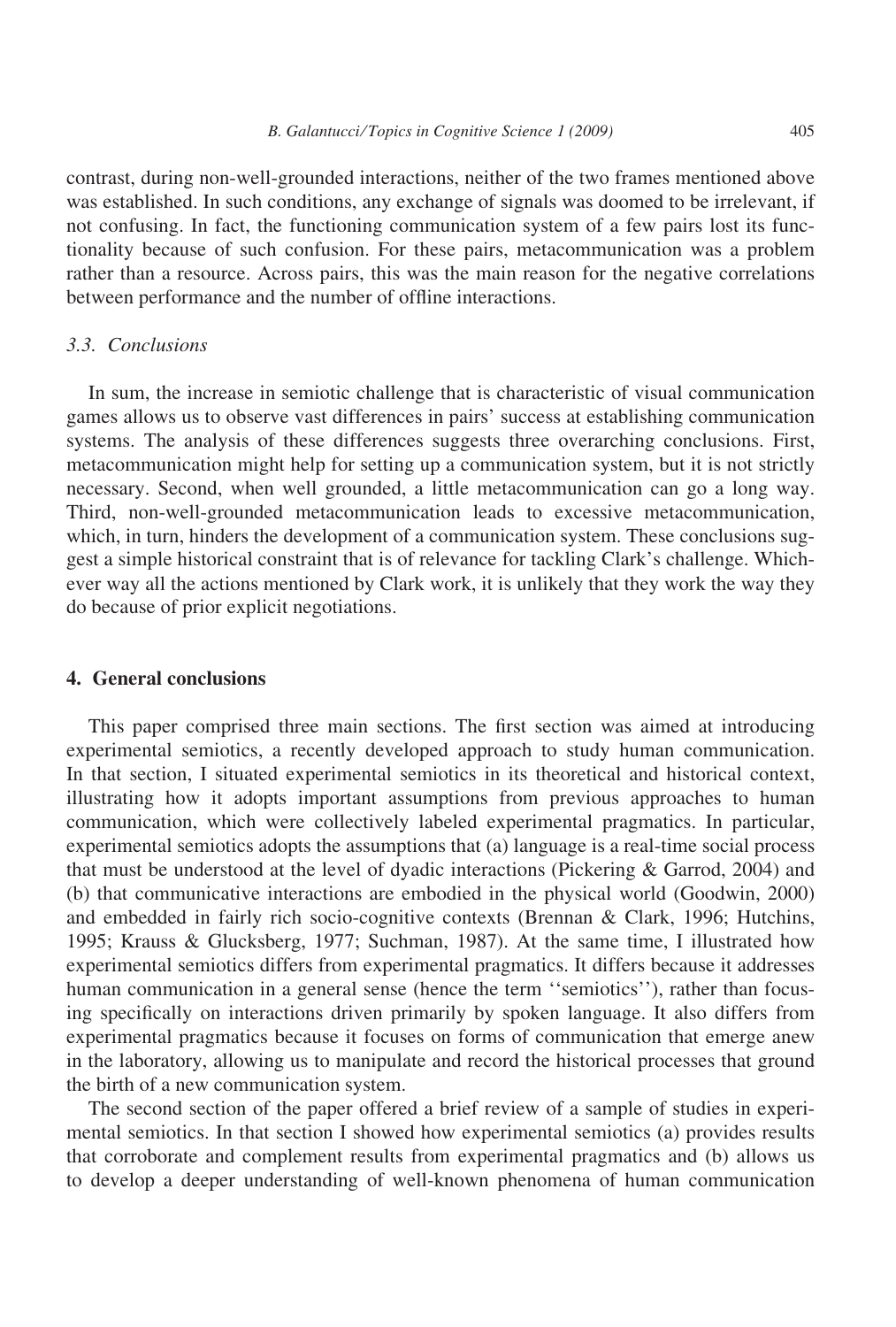contrast, during non-well-grounded interactions, neither of the two frames mentioned above was established. In such conditions, any exchange of signals was doomed to be irrelevant, if not confusing. In fact, the functioning communication system of a few pairs lost its functionality because of such confusion. For these pairs, metacommunication was a problem rather than a resource. Across pairs, this was the main reason for the negative correlations between performance and the number of offline interactions.

### 3.3. Conclusions

In sum, the increase in semiotic challenge that is characteristic of visual communication games allows us to observe vast differences in pairs' success at establishing communication systems. The analysis of these differences suggests three overarching conclusions. First, metacommunication might help for setting up a communication system, but it is not strictly necessary. Second, when well grounded, a little metacommunication can go a long way. Third, non-well-grounded metacommunication leads to excessive metacommunication, which, in turn, hinders the development of a communication system. These conclusions suggest a simple historical constraint that is of relevance for tackling Clark's challenge. Whichever way all the actions mentioned by Clark work, it is unlikely that they work the way they do because of prior explicit negotiations.

## 4. General conclusions

This paper comprised three main sections. The first section was aimed at introducing experimental semiotics, a recently developed approach to study human communication. In that section, I situated experimental semiotics in its theoretical and historical context, illustrating how it adopts important assumptions from previous approaches to human communication, which were collectively labeled experimental pragmatics. In particular, experimental semiotics adopts the assumptions that (a) language is a real-time social process that must be understood at the level of dyadic interactions (Pickering & Garrod, 2004) and (b) that communicative interactions are embodied in the physical world (Goodwin, 2000) and embedded in fairly rich socio-cognitive contexts (Brennan & Clark, 1996; Hutchins, 1995; Krauss & Glucksberg, 1977; Suchman, 1987). At the same time, I illustrated how experimental semiotics differs from experimental pragmatics. It differs because it addresses human communication in a general sense (hence the term ''semiotics''), rather than focusing specifically on interactions driven primarily by spoken language. It also differs from experimental pragmatics because it focuses on forms of communication that emerge anew in the laboratory, allowing us to manipulate and record the historical processes that ground the birth of a new communication system.

The second section of the paper offered a brief review of a sample of studies in experimental semiotics. In that section I showed how experimental semiotics (a) provides results that corroborate and complement results from experimental pragmatics and (b) allows us to develop a deeper understanding of well-known phenomena of human communication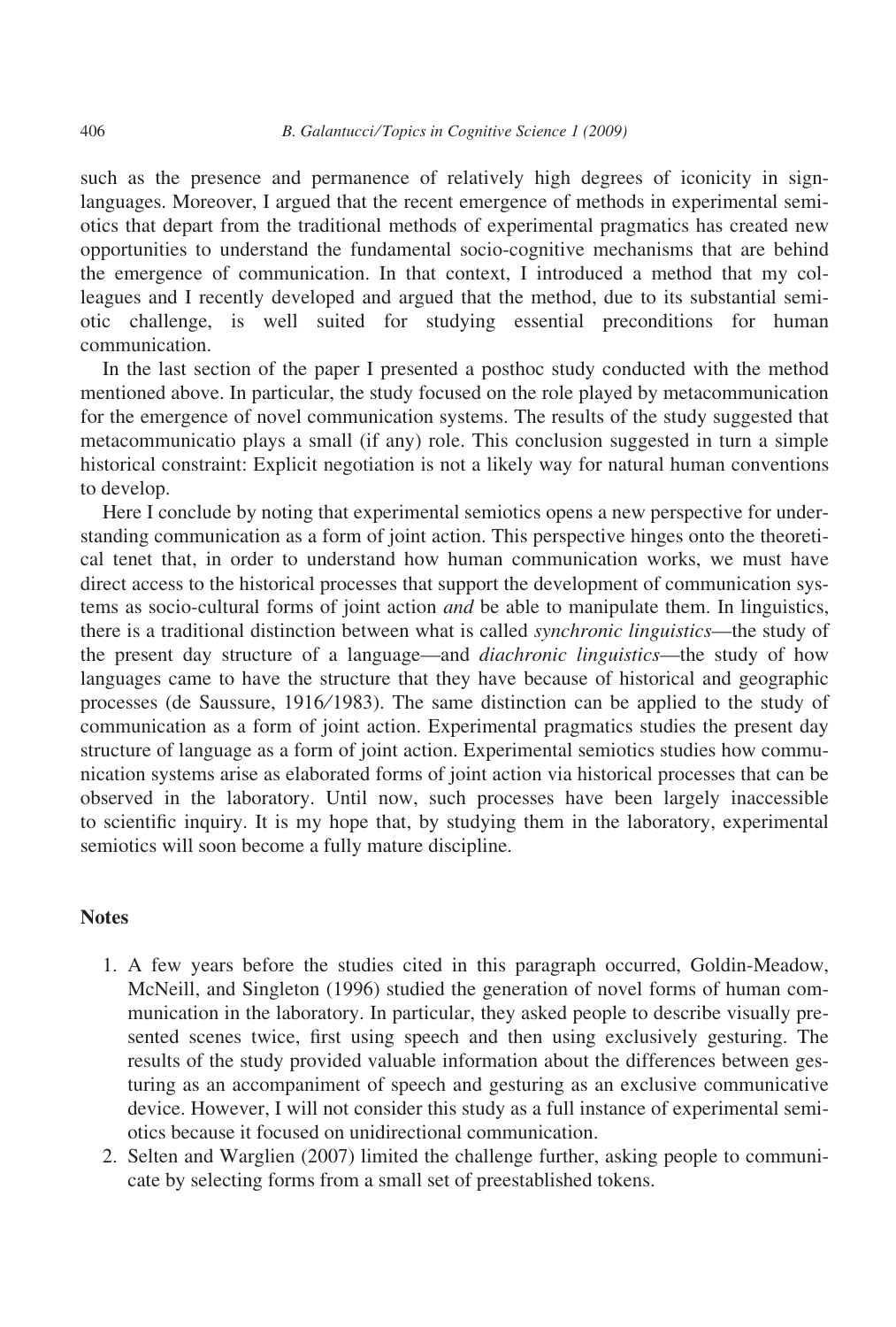such as the presence and permanence of relatively high degrees of iconicity in sign-languages. Moreover, I argued that the recent emergence of methods in experimental semiotics that depart from the traditional methods of experimental pragmatics has created new opportunities to understand the fundamental socio-cognitive mechanisms that are behind the emergence of communication. In that context, I introduced a method that my colleagues and I recently developed and argued that the method, due to its substantial semiotic challenge, is well suited for studying essential preconditions for human communication.

In the last section of the paper I presented a posthoc study conducted with the method mentioned above. In particular, the study focused on the role played by metacommunication for the emergence of novel communication systems. The results of the study suggested that metacommunicatio plays a small (if any) role. This conclusion suggested in turn a simple historical constraint: Explicit negotiation is not a likely way for natural human conventions to develop.

Here I conclude by noting that experimental semiotics opens a new perspective for understanding communication as a form of joint action. This perspective hinges onto the theoretical tenet that, in order to understand how human communication works, we must have direct access to the historical processes that support the development of communication systems as socio-cultural forms of joint action *and* be able to manipulate them. In linguistics, there is a traditional distinction between what is called *synchronic linguistics*—the study of the present day structure of a language—and *diachronic linguistics*—the study of how languages came to have the structure that they have because of historical and geographic processes (de Saussure, 1916/1983). The same distinction can be applied to the study of communication as a form of joint action. Experimental pragmatics studies the present day structure of language as a form of joint action. Experimental semiotics studies how communication systems arise as elaborated forms of joint action via historical processes that can be observed in the laboratory. Until now, such processes have been largely inaccessible to scientific inquiry. It is my hope that, by studying them in the laboratory, experimental semiotics will soon become a fully mature discipline.

## Notes

1. A few years before the studies cited in this paragraph occurred, Goldin-Meadow, McNeill, and Singleton (1996) studied the generation of novel forms of human communication in the laboratory. In particular, they asked people to describe visually presented scenes twice, first using speech and then using exclusively gesturing. The results of the study provided valuable information about the differences between gesturing as an accompaniment of speech and gesturing as an exclusive communicative device. However, I will not consider this study as a full instance of experimental semiotics because it focused on unidirectional communication.
2. Selten and Warglien (2007) limited the challenge further, asking people to communicate by selecting forms from a small set of preestablished tokens.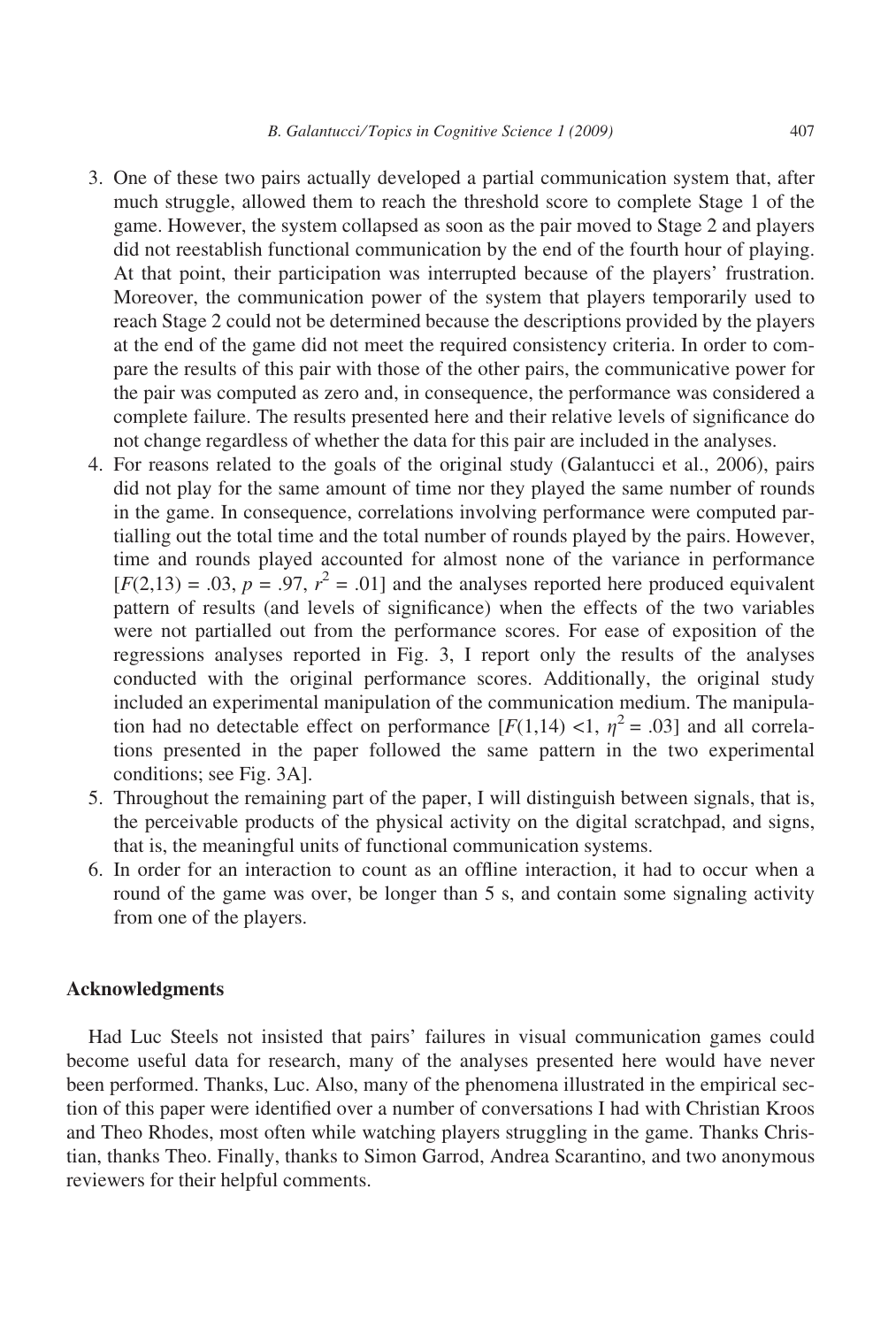3. One of these two pairs actually developed a partial communication system that, after much struggle, allowed them to reach the threshold score to complete Stage 1 of the game. However, the system collapsed as soon as the pair moved to Stage 2 and players did not reestablish functional communication by the end of the fourth hour of playing. At that point, their participation was interrupted because of the players' frustration. Moreover, the communication power of the system that players temporarily used to reach Stage 2 could not be determined because the descriptions provided by the players at the end of the game did not meet the required consistency criteria. In order to compare the results of this pair with those of the other pairs, the communicative power for the pair was computed as zero and, in consequence, the performance was considered a complete failure. The results presented here and their relative levels of significance do not change regardless of whether the data for this pair are included in the analyses.
4. For reasons related to the goals of the original study (Galantucci et al., 2006), pairs did not play for the same amount of time nor they played the same number of rounds in the game. In consequence, correlations involving performance were computed partialling out the total time and the total number of rounds played by the pairs. However, time and rounds played accounted for almost none of the variance in performance [$F(2,13) = .03$, $p = .97$, $r^2 = .01$] and the analyses reported here produced equivalent pattern of results (and levels of significance) when the effects of the two variables were not partialled out from the performance scores. For ease of exposition of the regressions analyses reported in Fig. 3, I report only the results of the analyses conducted with the original performance scores. Additionally, the original study included an experimental manipulation of the communication medium. The manipulation had no detectable effect on performance [$F(1,14) < 1$, $\eta^2 = .03$] and all correlations presented in the paper followed the same pattern in the two experimental conditions; see Fig. 3A].
5. Throughout the remaining part of the paper, I will distinguish between signals, that is, the perceivable products of the physical activity on the digital scratchpad, and signs, that is, the meaningful units of functional communication systems.
6. In order for an interaction to count as an offline interaction, it had to occur when a round of the game was over, be longer than 5 s, and contain some signaling activity from one of the players.

## Acknowledgments

Had Luc Steels not insisted that pairs' failures in visual communication games could become useful data for research, many of the analyses presented here would have never been performed. Thanks, Luc. Also, many of the phenomena illustrated in the empirical section of this paper were identified over a number of conversations I had with Christian Kroos and Theo Rhodes, most often while watching players struggling in the game. Thanks Christian, thanks Theo. Finally, thanks to Simon Garrod, Andrea Scarantino, and two anonymous reviewers for their helpful comments.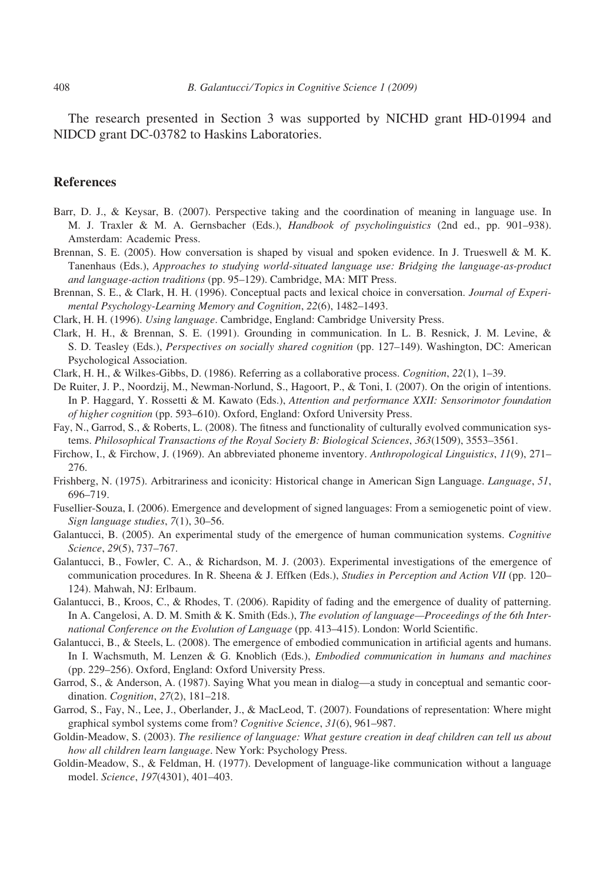The research presented in Section 3 was supported by NICHD grant HD-01994 and NIDCD grant DC-03782 to Haskins Laboratories.

## References

Barr, D. J., & Keysar, B. (2007). Perspective taking and the coordination of meaning in language use. In M. J. Traxler & M. A. Gernsbacher (Eds.), *Handbook of psycholinguistics* (2nd ed., pp. 901–938). Amsterdam: Academic Press.

Brennan, S. E. (2005). How conversation is shaped by visual and spoken evidence. In J. Trueswell & M. K. Tanenhaus (Eds.), *Approaches to studying world-situated language use: Bridging the language-as-product and language-action traditions* (pp. 95–129). Cambridge, MA: MIT Press.

Brennan, S. E., & Clark, H. H. (1996). Conceptual pacts and lexical choice in conversation. *Journal of Experimental Psychology-Learning Memory and Cognition*, *22*(6), 1482–1493.

Clark, H. H. (1996). *Using language*. Cambridge, England: Cambridge University Press.

Clark, H. H., & Brennan, S. E. (1991). Grounding in communication. In L. B. Resnick, J. M. Levine, & S. D. Teasley (Eds.), *Perspectives on socially shared cognition* (pp. 127–149). Washington, DC: American Psychological Association.

Clark, H. H., & Wilkes-Gibbs, D. (1986). Referring as a collaborative process. *Cognition*, *22*(1), 1–39.

De Ruiter, J. P., Noordzij, M., Newman-Norlund, S., Hagoort, P., & Toni, I. (2007). On the origin of intentions. In P. Haggard, Y. Rossetti & M. Kawato (Eds.), *Attention and performance XXII: Sensorimotor foundation of higher cognition* (pp. 593–610). Oxford, England: Oxford University Press.

Fay, N., Garrod, S., & Roberts, L. (2008). The fitness and functionality of culturally evolved communication systems. *Philosophical Transactions of the Royal Society B: Biological Sciences*, *363*(1509), 3553–3561.

Firchow, I., & Firchow, J. (1969). An abbreviated phoneme inventory. *Anthropological Linguistics*, *11*(9), 271–276.

Frishberg, N. (1975). Arbitrariness and iconicity: Historical change in American Sign Language. *Language*, *51*, 696–719.

Fusellier-Souza, I. (2006). Emergence and development of signed languages: From a semiogenetic point of view. *Sign language studies*, *7*(1), 30–56.

Galantucci, B. (2005). An experimental study of the emergence of human communication systems. *Cognitive Science*, *29*(5), 737–767.

Galantucci, B., Fowler, C. A., & Richardson, M. J. (2003). Experimental investigations of the emergence of communication procedures. In R. Sheena & J. Effken (Eds.), *Studies in Perception and Action VII* (pp. 120–124). Mahwah, NJ: Erlbaum.

Galantucci, B., Kroos, C., & Rhodes, T. (2006). Rapidity of fading and the emergence of duality of patterning. In A. Cangelosi, A. D. M. Smith & K. Smith (Eds.), *The evolution of language—Proceedings of the 6th International Conference on the Evolution of Language* (pp. 413–415). London: World Scientific.

Galantucci, B., & Steels, L. (2008). The emergence of embodied communication in artificial agents and humans. In I. Wachsmuth, M. Lenzen & G. Knoblich (Eds.), *Embodied communication in humans and machines* (pp. 229–256). Oxford, England: Oxford University Press.

Garrod, S., & Anderson, A. (1987). Saying What you mean in dialog—a study in conceptual and semantic coordination. *Cognition*, *27*(2), 181–218.

Garrod, S., Fay, N., Lee, J., Oberlander, J., & MacLeod, T. (2007). Foundations of representation: Where might graphical symbol systems come from? *Cognitive Science*, *31*(6), 961–987.

Goldin-Meadow, S. (2003). *The resilience of language: What gesture creation in deaf children can tell us about how all children learn language*. New York: Psychology Press.

Goldin-Meadow, S., & Feldman, H. (1977). Development of language-like communication without a language model. *Science*, *197*(4301), 401–403.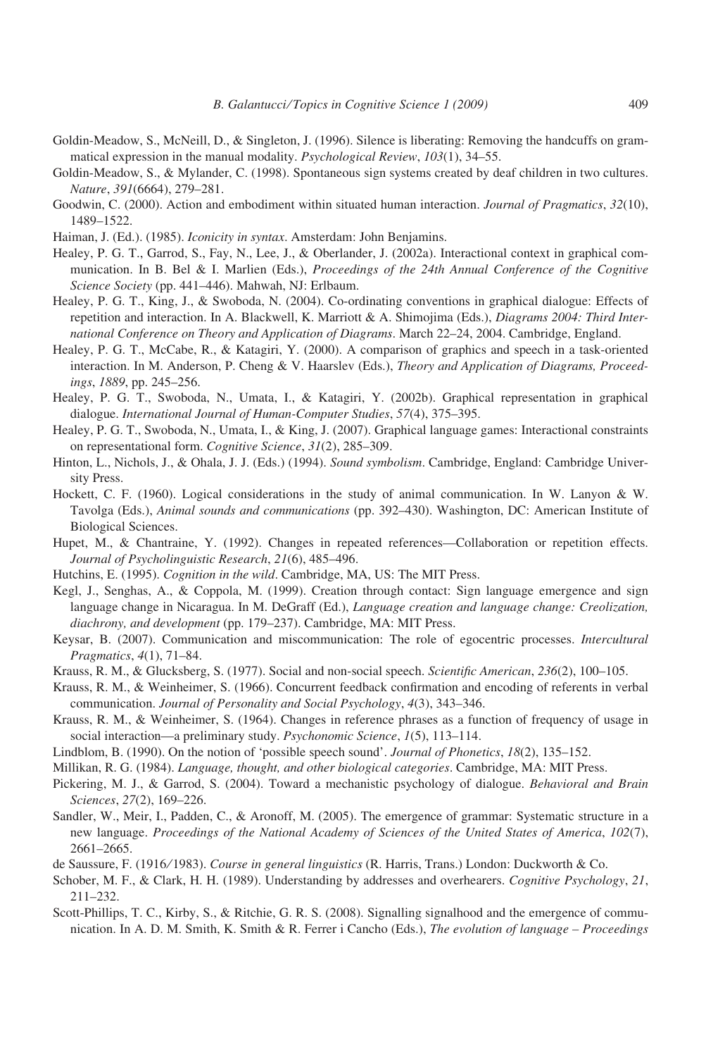Goldin-Meadow, S., McNeill, D., & Singleton, J. (1996). Silence is liberating: Removing the handcuffs on grammatical expression in the manual modality. *Psychological Review*, *103*(1), 34–55.

Goldin-Meadow, S., & Mylander, C. (1998). Spontaneous sign systems created by deaf children in two cultures. *Nature*, *391*(6664), 279–281.

Goodwin, C. (2000). Action and embodiment within situated human interaction. *Journal of Pragmatics*, *32*(10), 1489–1522.

Haiman, J. (Ed.). (1985). *Iconicity in syntax*. Amsterdam: John Benjamins.

Healey, P. G. T., Garrod, S., Fay, N., Lee, J., & Oberlander, J. (2002a). Interactional context in graphical communication. In B. Bel & I. Marlien (Eds.), *Proceedings of the 24th Annual Conference of the Cognitive Science Society* (pp. 441–446). Mahwah, NJ: Erlbaum.

Healey, P. G. T., King, J., & Swoboda, N. (2004). Co-ordinating conventions in graphical dialogue: Effects of repetition and interaction. In A. Blackwell, K. Marriott & A. Shimojima (Eds.), *Diagrams 2004: Third International Conference on Theory and Application of Diagrams*. March 22–24, 2004. Cambridge, England.

Healey, P. G. T., McCabe, R., & Katagiri, Y. (2000). A comparison of graphics and speech in a task-oriented interaction. In M. Anderson, P. Cheng & V. Haarslev (Eds.), *Theory and Application of Diagrams, Proceedings*, *1889*, pp. 245–256.

Healey, P. G. T., Swoboda, N., Umata, I., & Katagiri, Y. (2002b). Graphical representation in graphical dialogue. *International Journal of Human-Computer Studies*, *57*(4), 375–395.

Healey, P. G. T., Swoboda, N., Umata, I., & King, J. (2007). Graphical language games: Interactional constraints on representational form. *Cognitive Science*, *31*(2), 285–309.

Hinton, L., Nichols, J., & Ohala, J. J. (Eds.) (1994). *Sound symbolism*. Cambridge, England: Cambridge University Press.

Hockett, C. F. (1960). Logical considerations in the study of animal communication. In W. Lanyon & W. Tavolga (Eds.), *Animal sounds and communications* (pp. 392–430). Washington, DC: American Institute of Biological Sciences.

Hupet, M., & Chantraine, Y. (1992). Changes in repeated references—Collaboration or repetition effects. *Journal of Psycholinguistic Research*, *21*(6), 485–496.

Hutchins, E. (1995). *Cognition in the wild*. Cambridge, MA, US: The MIT Press.

Kegl, J., Senghas, A., & Coppola, M. (1999). Creation through contact: Sign language emergence and sign language change in Nicaragua. In M. DeGraff (Ed.), *Language creation and language change: Creolization, diachrony, and development* (pp. 179–237). Cambridge, MA: MIT Press.

Keysar, B. (2007). Communication and miscommunication: The role of egocentric processes. *Intercultural Pragmatics*, *4*(1), 71–84.

Krauss, R. M., & Glucksberg, S. (1977). Social and non-social speech. *Scientific American*, *236*(2), 100–105.

Krauss, R. M., & Weinheimer, S. (1966). Concurrent feedback confirmation and encoding of referents in verbal communication. *Journal of Personality and Social Psychology*, *4*(3), 343–346.

Krauss, R. M., & Weinheimer, S. (1964). Changes in reference phrases as a function of frequency of usage in social interaction—a preliminary study. *Psychonomic Science*, *1*(5), 113–114.

Lindblom, B. (1990). On the notion of 'possible speech sound'. *Journal of Phonetics*, *18*(2), 135–152.

Millikan, R. G. (1984). *Language, thought, and other biological categories*. Cambridge, MA: MIT Press.

Pickering, M. J., & Garrod, S. (2004). Toward a mechanistic psychology of dialogue. *Behavioral and Brain Sciences*, *27*(2), 169–226.

Sandler, W., Meir, I., Padden, C., & Aronoff, M. (2005). The emergence of grammar: Systematic structure in a new language. *Proceedings of the National Academy of Sciences of the United States of America*, *102*(7), 2661–2665.

de Saussure, F. (1916/1983). *Course in general linguistics* (R. Harris, Trans.) London: Duckworth & Co.

Schober, M. F., & Clark, H. H. (1989). Understanding by addresses and overhearers. *Cognitive Psychology*, *21*, 211–232.

Scott-Phillips, T. C., Kirby, S., & Ritchie, G. R. S. (2008). Signalling signalhood and the emergence of communication. In A. D. M. Smith, K. Smith & R. Ferrer i Cancho (Eds.), *The evolution of language – Proceedings*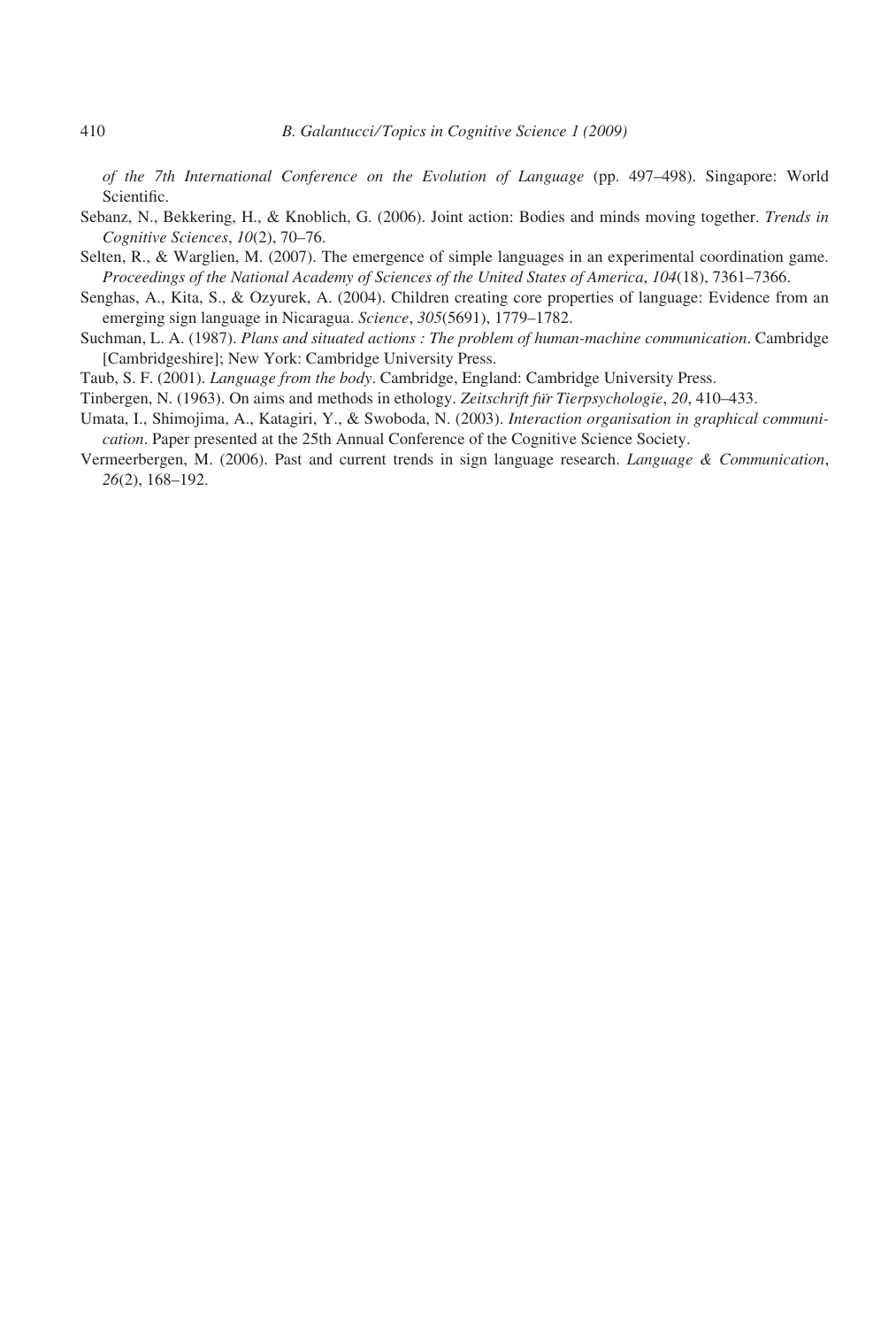*of the 7th International Conference on the Evolution of Language* (pp. 497–498). Singapore: World Scientific.

Sebanz, N., Bekkering, H., & Knoblich, G. (2006). Joint action: Bodies and minds moving together. *Trends in Cognitive Sciences*, *10*(2), 70–76.

Selten, R., & Warglien, M. (2007). The emergence of simple languages in an experimental coordination game. *Proceedings of the National Academy of Sciences of the United States of America*, *104*(18), 7361–7366.

Senghas, A., Kita, S., & Ozyurek, A. (2004). Children creating core properties of language: Evidence from an emerging sign language in Nicaragua. *Science*, *305*(5691), 1779–1782.

Suchman, L. A. (1987). *Plans and situated actions : The problem of human-machine communication*. Cambridge [Cambridgeshire]; New York: Cambridge University Press.

Taub, S. F. (2001). *Language from the body*. Cambridge, England: Cambridge University Press.

Tinbergen, N. (1963). On aims and methods in ethology. *Zeitschrift für Tierpsychologie*, *20*, 410–433.

Umata, I., Shimojima, A., Katagiri, Y., & Swoboda, N. (2003). *Interaction organisation in graphical communication*. Paper presented at the 25th Annual Conference of the Cognitive Science Society.

Vermeerbergen, M. (2006). Past and current trends in sign language research. *Language & Communication*, *26*(2), 168–192.